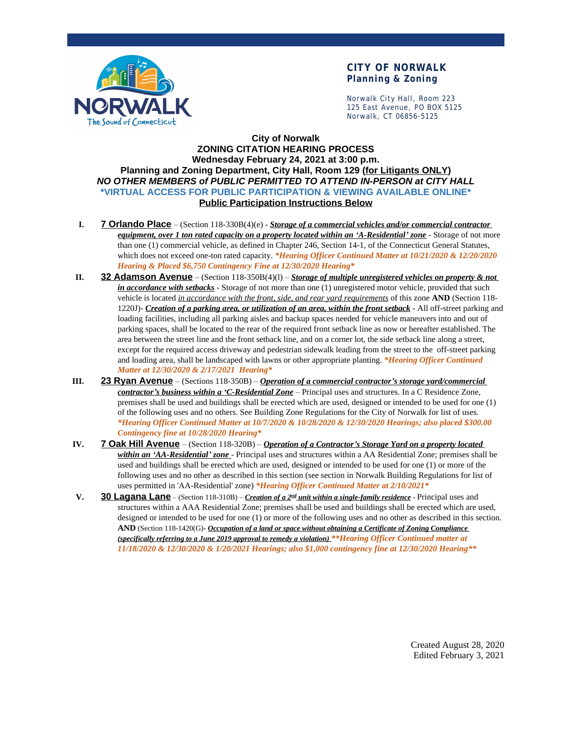**CITY OF NORWALK**
**Planning & Zoning**

Norwalk City Hall, Room 223
125 East Avenue, PO BOX 5125
Norwalk, CT 06856-5125

# City of Norwalk
## ZONING CITATION HEARING PROCESS
### Wednesday February 24, 2021 at 3:00 p.m.
### Planning and Zoning Department, City Hall, Room 129 (for Litigants ONLY)

***NO OTHER MEMBERS of PUBLIC PERMITTED TO ATTEND IN-PERSON at CITY HALL***

**\*VIRTUAL ACCESS FOR PUBLIC PARTICIPATION & VIEWING AVAILABLE ONLINE\***

**Public Participation Instructions Below**

I. **7 Orlando Place** – (Section 118-330B(4)(e) - ***Storage of a commercial vehicles and/or commercial contractor equipment, over 1 ton rated capacity on a property located within an 'A-Residential' zone*** - Storage of not more than one (1) commercial vehicle, as defined in Chapter 246, Section 14-1, of the Connecticut General Statutes, which does not exceed one-ton rated capacity. ***\*Hearing Officer Continued Matter at 10/21/2020 & 12/20/2020 Hearing & Placed $6,750 Contingency Fine at 12/30/2020 Hearing\****

II. **32 Adamson Avenue** – (Section 118-350B(4)(l) – ***Storage of multiple unregistered vehicles on property & not in accordance with setbacks*** - Storage of not more than one (1) unregistered motor vehicle, provided that such vehicle is located *in accordance with the front, side, and rear yard requirements* of this zone **AND** (Section 118-1220J)- ***Creation of a parking area, or utilization of an area, within the front setback*** - All off-street parking and loading facilities, including all parking aisles and backup spaces needed for vehicle maneuvers into and out of parking spaces, shall be located to the rear of the required front setback line as now or hereafter established. The area between the street line and the front setback line, and on a corner lot, the side setback line along a street, except for the required access driveway and pedestrian sidewalk leading from the street to the off-street parking and loading area, shall be landscaped with lawns or other appropriate planting. ***\*Hearing Officer Continued Matter at 12/30/2020 & 2/17/2021 Hearing\****

III. **23 Ryan Avenue** – (Sections 118-350B) – ***Operation of a commercial contractor's storage yard/commercial contractor's business within a 'C-Residential Zone*** – Principal uses and structures. In a C Residence Zone, premises shall be used and buildings shall be erected which are used, designed or intended to be used for one (1) of the following uses and no others. See Building Zone Regulations for the City of Norwalk for list of uses. ***\*Hearing Officer Continued Matter at 10/7/2020 & 10/28/2020 & 12/30/2020 Hearings; also placed $300.00 Contingency fine at 10/28/2020 Hearing\****

IV. **7 Oak Hill Avenue** – (Section 118-320B) – ***Operation of a Contractor's Storage Yard on a property located within an 'AA-Residential' zone*** - Principal uses and structures within a AA Residential Zone; premises shall be used and buildings shall be erected which are used, designed or intended to be used for one (1) or more of the following uses and no other as described in this section (see section in Norwalk Building Regulations for list of uses permitted in 'AA-Residential' zone) ***\*Hearing Officer Continued Matter at 2/10/2021\****

V. **30 Lagana Lane** – (Section 118-310B) – ***Creation of a 2nd unit within a single-family residence*** - Principal uses and structures within a AAA Residential Zone; premises shall be used and buildings shall be erected which are used, designed or intended to be used for one (1) or more of the following uses and no other as described in this section. **AND** (Section 118-1420(G)- ***Occupation of a land or space without obtaining a Certificate of Zoning Compliance (specifically referring to a June 2019 approval to remedy a violation)*** ***\*\*Hearing Officer Continued matter at 11/18/2020 & 12/30/2020 & 1/20/2021 Hearings; also $1,000 contingency fine at 12/30/2020 Hearing\*\****

Created August 28, 2020
Edited February 3, 2021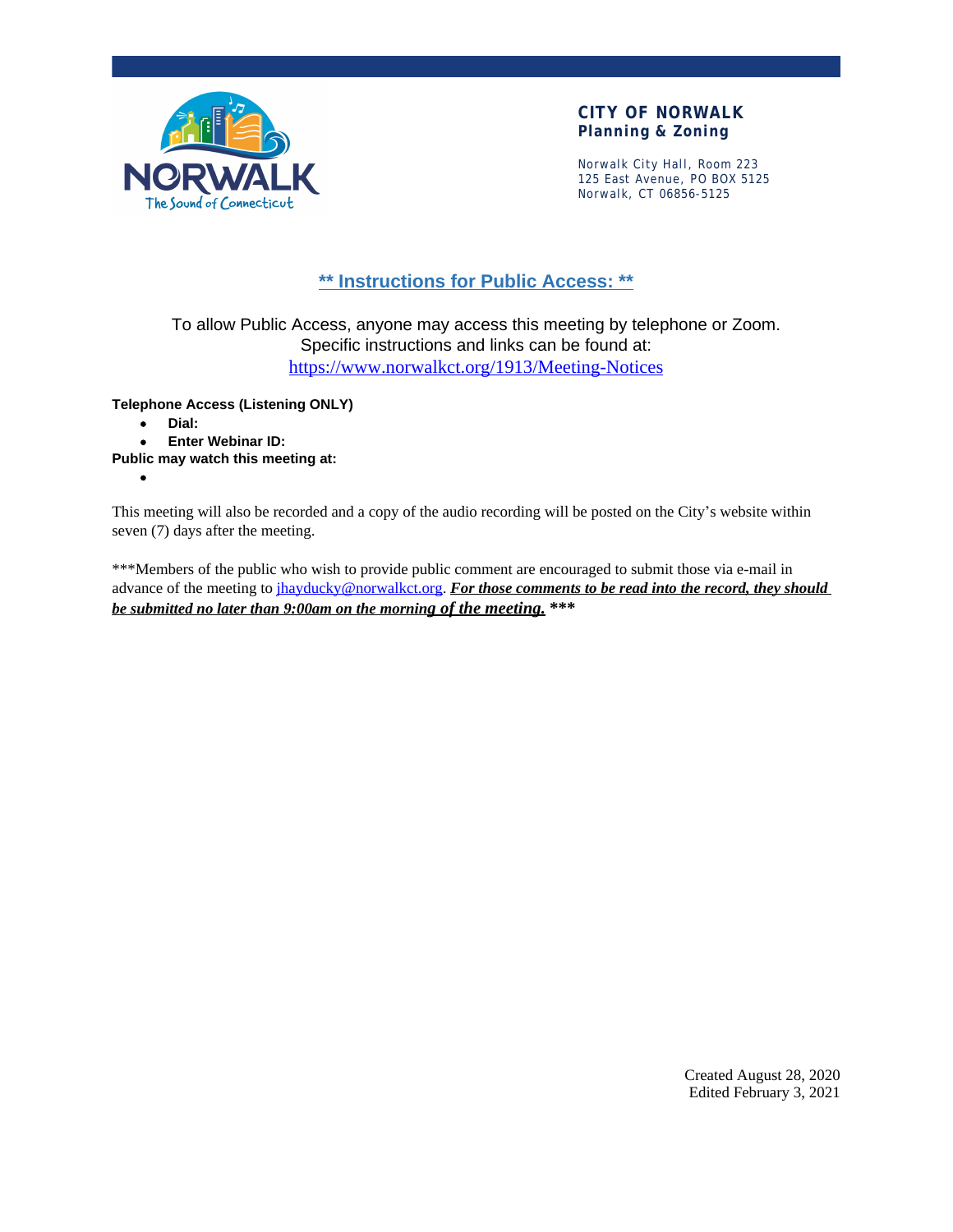**CITY OF NORWALK**
**Planning & Zoning**

Norwalk City Hall, Room 223
125 East Avenue, PO BOX 5125
Norwalk, CT 06856-5125

## ** Instructions for Public Access: **

To allow Public Access, anyone may access this meeting by telephone or Zoom.
Specific instructions and links can be found at:
https://www.norwalkct.org/1913/Meeting-Notices

**Telephone Access (Listening ONLY)**

- **Dial:**
- **Enter Webinar ID:**

**Public may watch this meeting at:**

- 

This meeting will also be recorded and a copy of the audio recording will be posted on the City's website within seven (7) days after the meeting.

***Members of the public who wish to provide public comment are encouraged to submit those via e-mail in advance of the meeting to jhayducky@norwalkct.org. ***For those comments to be read into the record, they should be submitted no later than 9:00am on the morning of the meeting.*** *****

Created August 28, 2020
Edited February 3, 2021